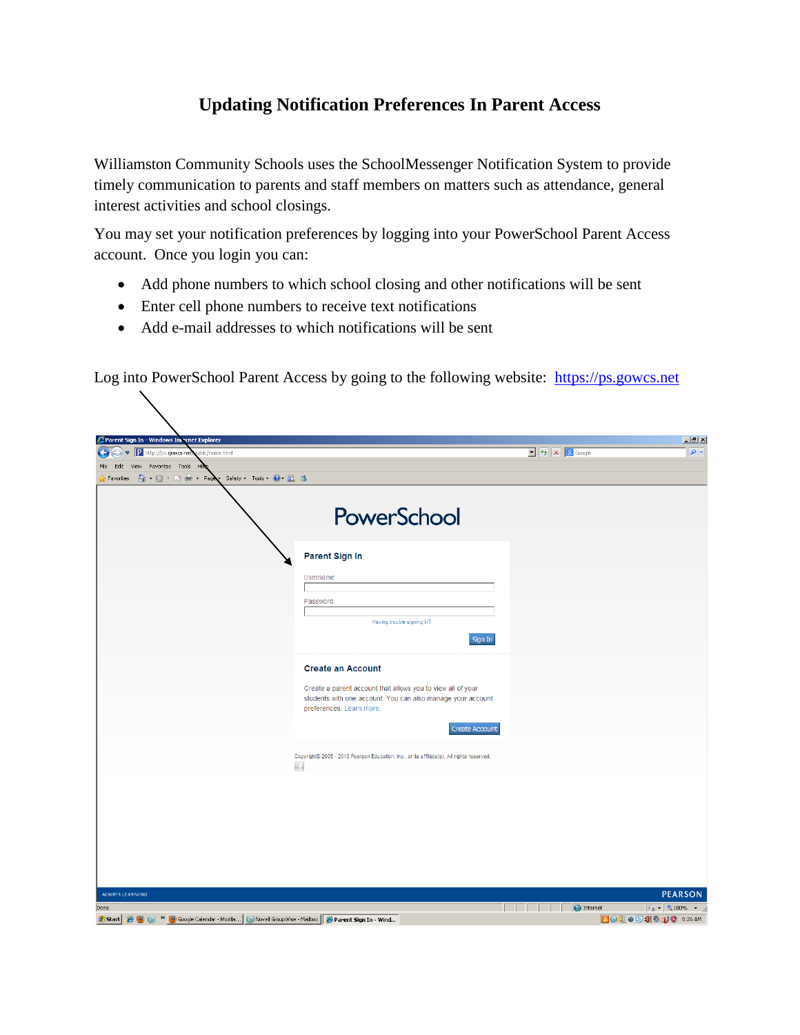# Updating Notification Preferences In Parent Access

Williamston Community Schools uses the SchoolMessenger Notification System to provide timely communication to parents and staff members on matters such as attendance, general interest activities and school closings.

You may set your notification preferences by logging into your PowerSchool Parent Access account. Once you login you can:

- Add phone numbers to which school closing and other notifications will be sent
- Enter cell phone numbers to receive text notifications
- Add e-mail addresses to which notifications will be sent

Log into PowerSchool Parent Access by going to the following website: [https://ps.gowcs.net](https://ps.gowcs.net)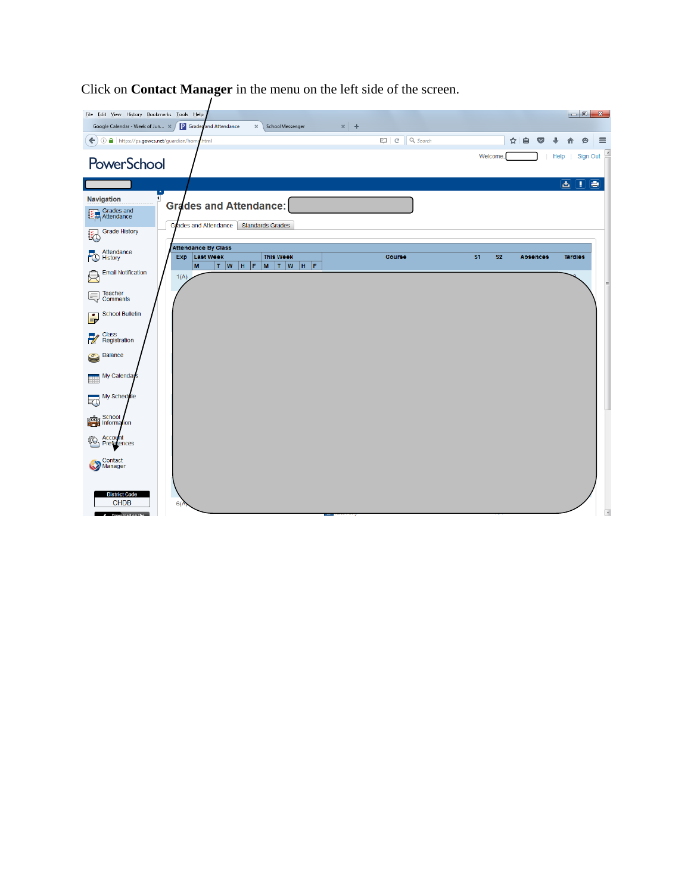Click on **Contact Manager** in the menu on the left side of the screen.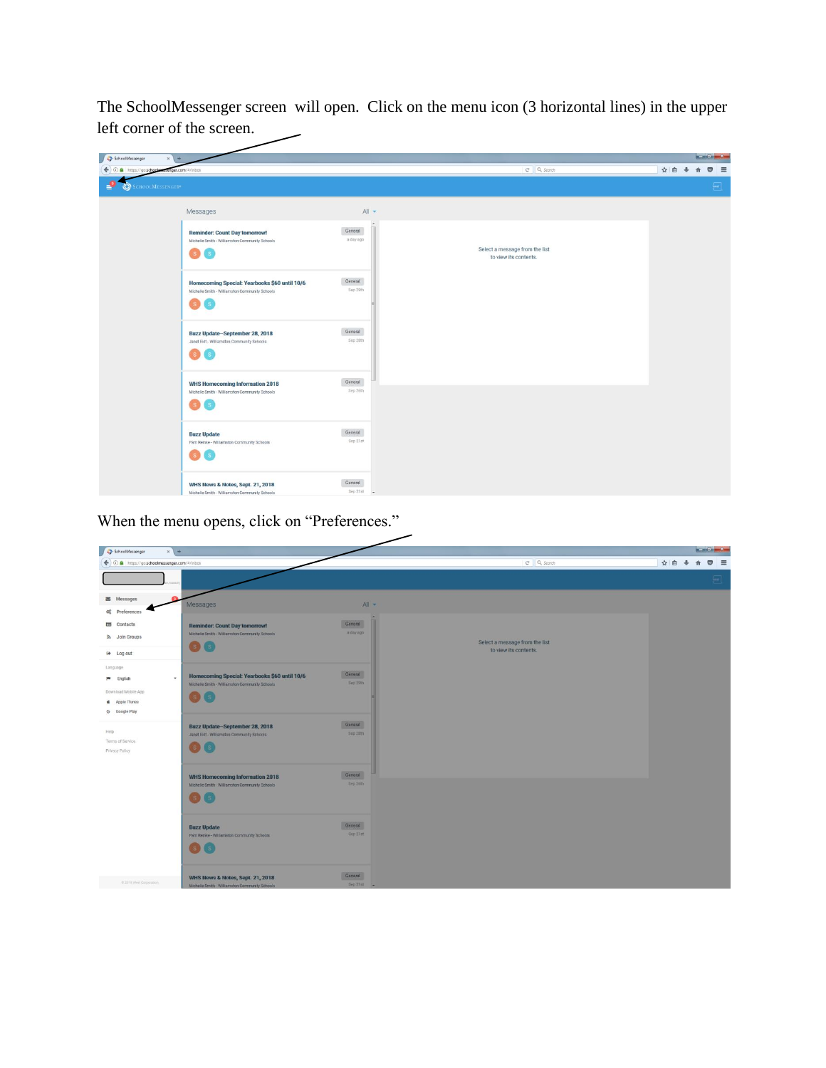The SchoolMessenger screen will open. Click on the menu icon (3 horizontal lines) in the upper left corner of the screen.

When the menu opens, click on "Preferences."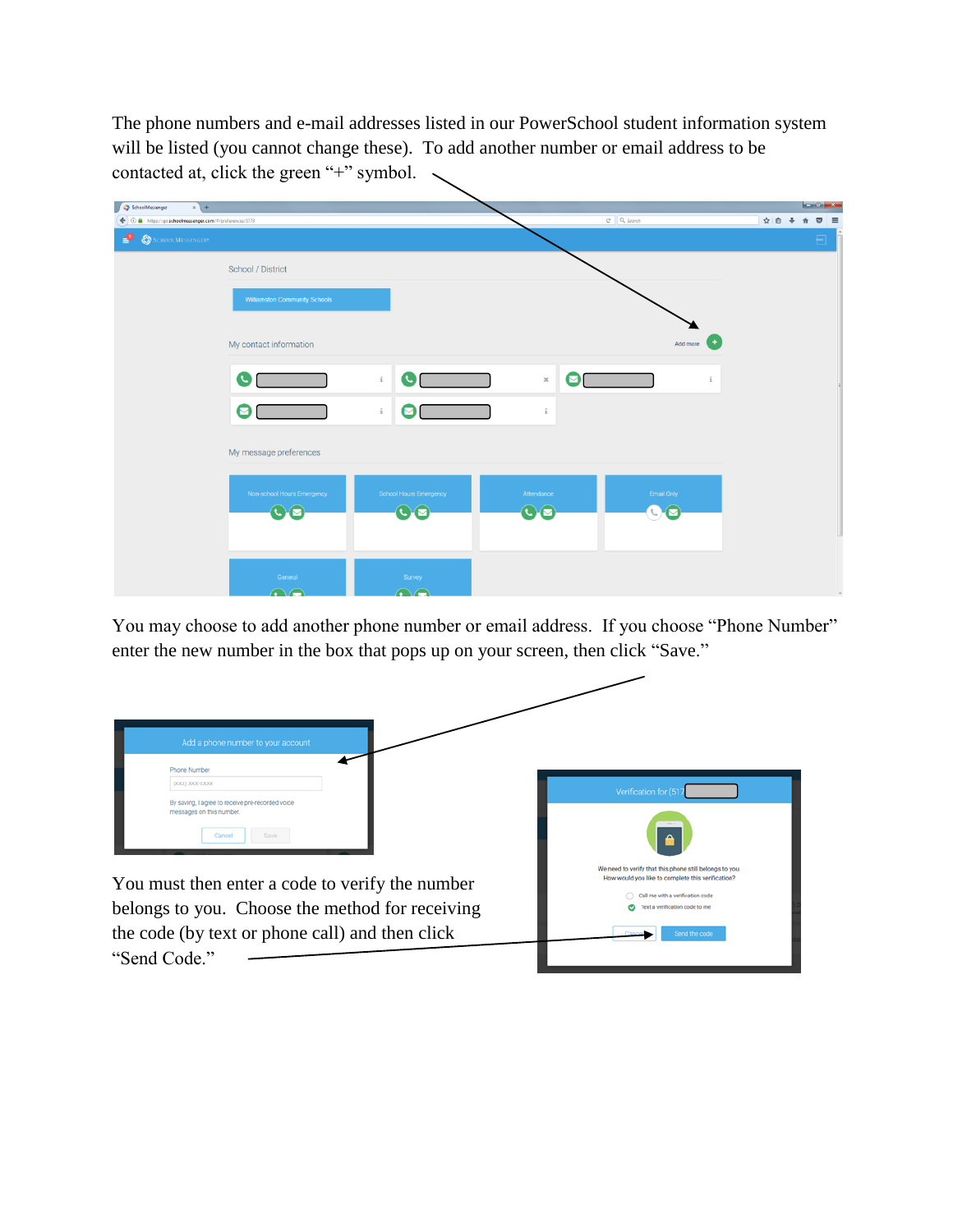The phone numbers and e-mail addresses listed in our PowerSchool student information system will be listed (you cannot change these). To add another number or email address to be contacted at, click the green "+" symbol.

You may choose to add another phone number or email address. If you choose "Phone Number" enter the new number in the box that pops up on your screen, then click "Save."

You must then enter a code to verify the number belongs to you. Choose the method for receiving the code (by text or phone call) and then click "Send Code."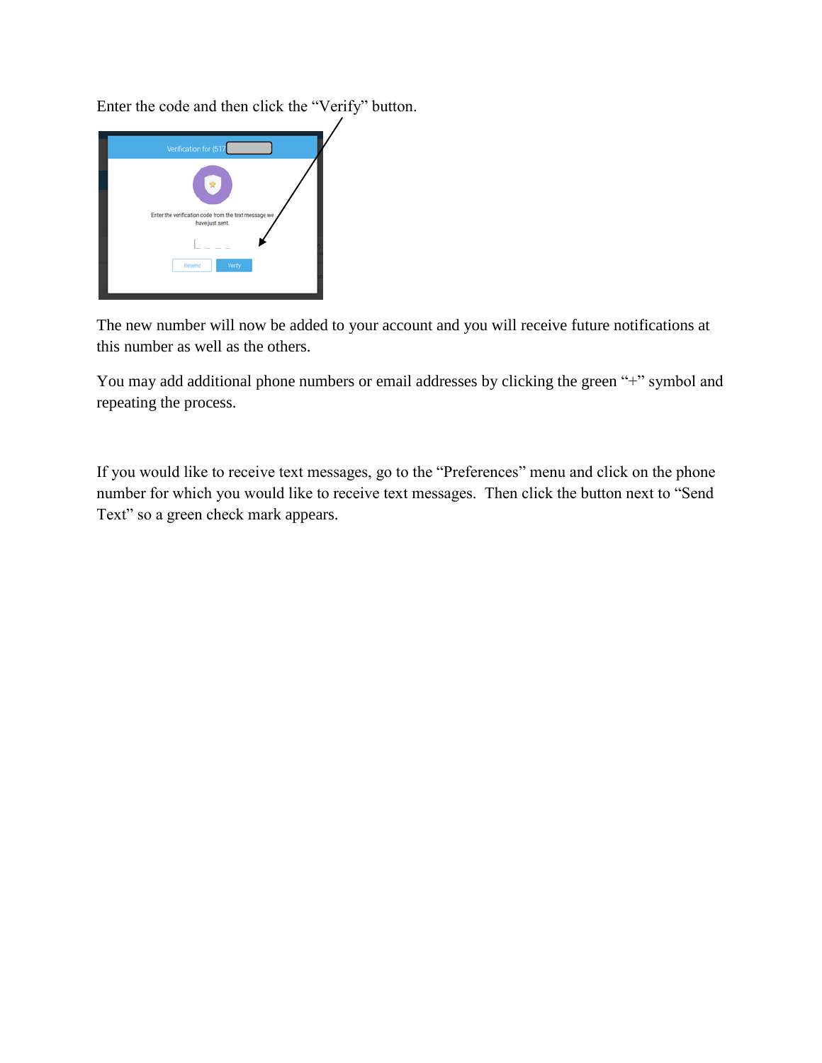Enter the code and then click the "Verify" button.

The new number will now be added to your account and you will receive future notifications at this number as well as the others.

You may add additional phone numbers or email addresses by clicking the green "+" symbol and repeating the process.

If you would like to receive text messages, go to the "Preferences" menu and click on the phone number for which you would like to receive text messages. Then click the button next to "Send Text" so a green check mark appears.